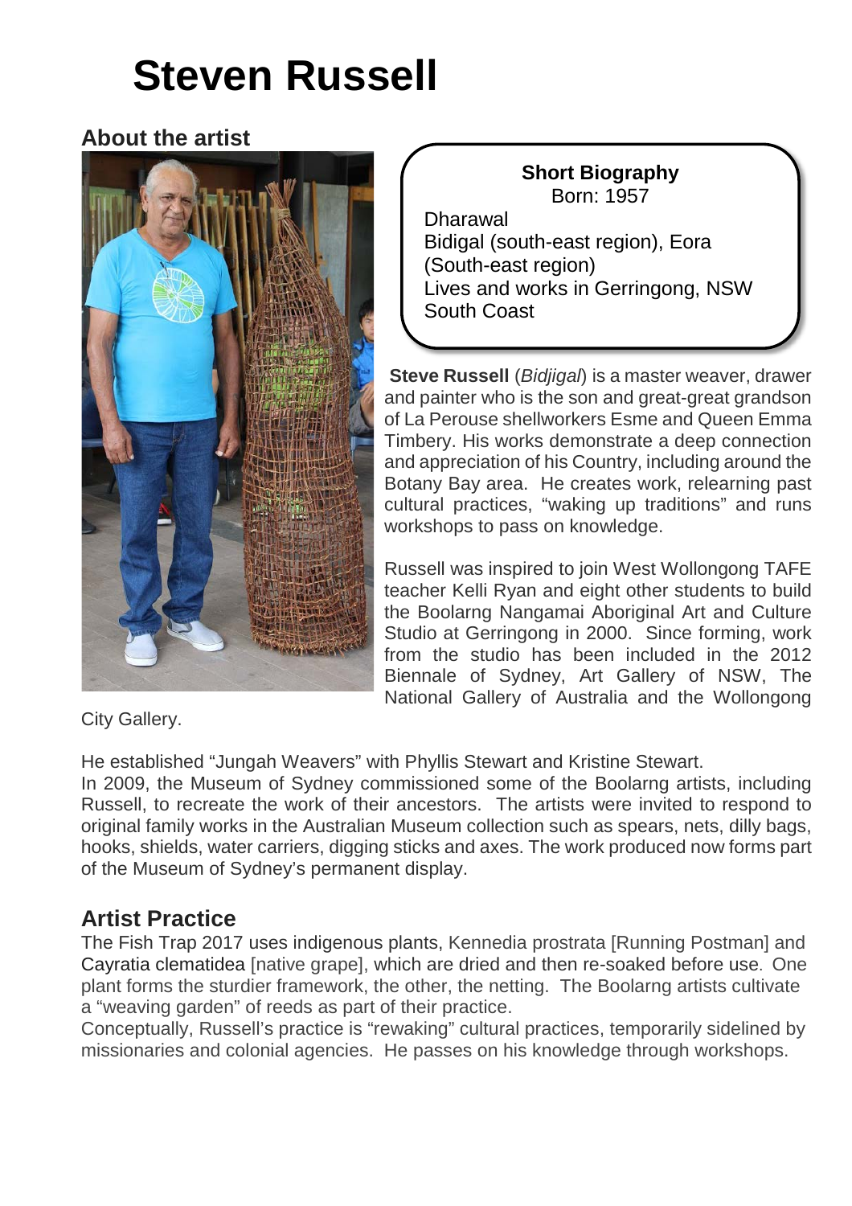# Steven Russell

## About the artist

**Short Biography**
Born: 1957

Dharawal
Bidigal (south-east region), Eora (South-east region)
Lives and works in Gerringong, NSW South Coast

**Steve Russell** (*Bidjigal*) is a master weaver, drawer and painter who is the son and great-great grandson of La Perouse shellworkers Esme and Queen Emma Timbery. His works demonstrate a deep connection and appreciation of his Country, including around the Botany Bay area. He creates work, relearning past cultural practices, "waking up traditions" and runs workshops to pass on knowledge.

Russell was inspired to join West Wollongong TAFE teacher Kelli Ryan and eight other students to build the Boolarng Nangamai Aboriginal Art and Culture Studio at Gerringong in 2000. Since forming, work from the studio has been included in the 2012 Biennale of Sydney, Art Gallery of NSW, The National Gallery of Australia and the Wollongong City Gallery.

He established "Jungah Weavers" with Phyllis Stewart and Kristine Stewart.
In 2009, the Museum of Sydney commissioned some of the Boolarng artists, including Russell, to recreate the work of their ancestors. The artists were invited to respond to original family works in the Australian Museum collection such as spears, nets, dilly bags, hooks, shields, water carriers, digging sticks and axes. The work produced now forms part of the Museum of Sydney's permanent display.

## Artist Practice

The Fish Trap 2017 uses indigenous plants, Kennedia prostrata [Running Postman] and Cayratia clematidea [native grape], which are dried and then re-soaked before use. One plant forms the sturdier framework, the other, the netting. The Boolarng artists cultivate a "weaving garden" of reeds as part of their practice.
Conceptually, Russell's practice is "rewaking" cultural practices, temporarily sidelined by missionaries and colonial agencies. He passes on his knowledge through workshops.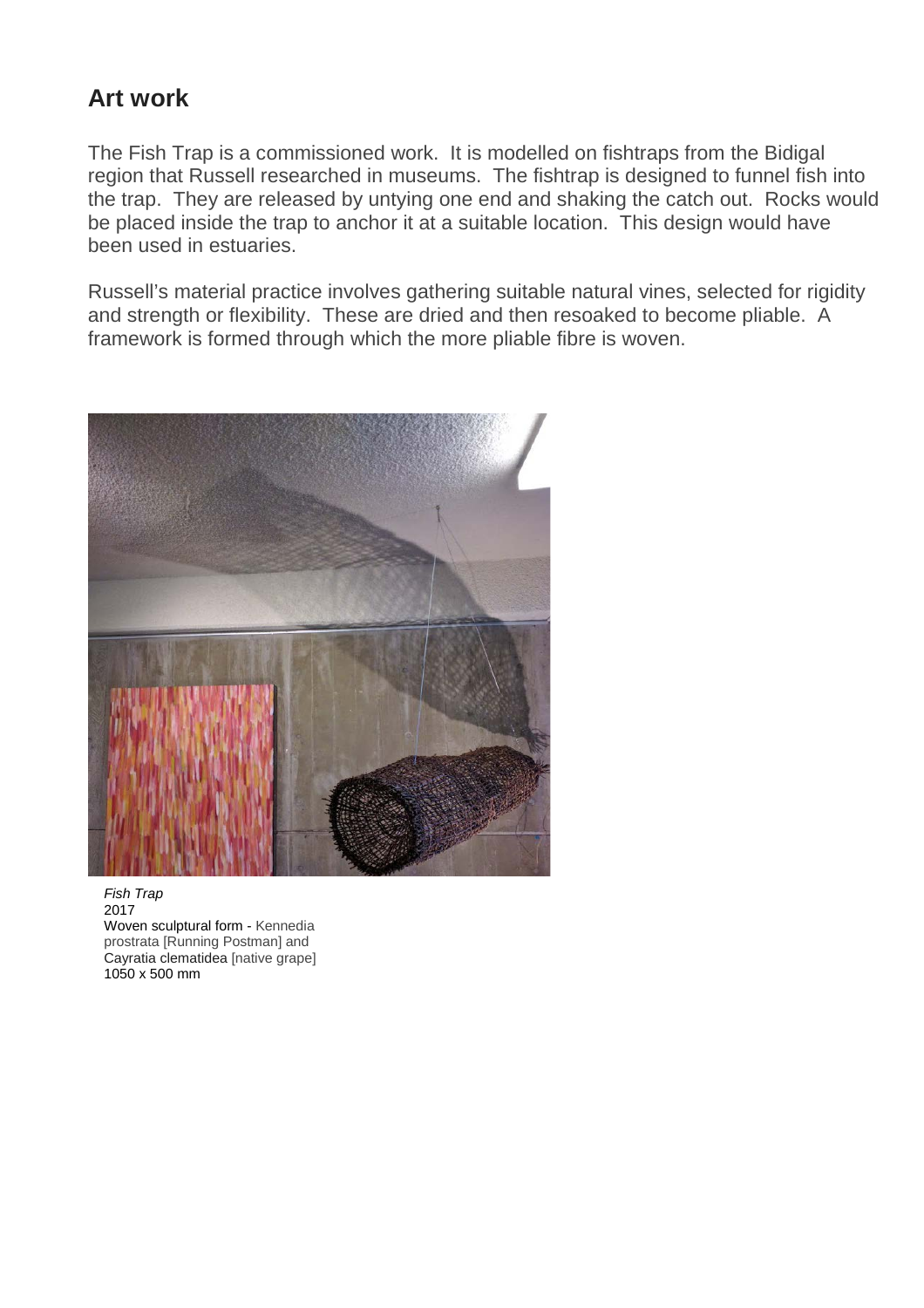## Art work

The Fish Trap is a commissioned work. It is modelled on fishtraps from the Bidigal region that Russell researched in museums. The fishtrap is designed to funnel fish into the trap. They are released by untying one end and shaking the catch out. Rocks would be placed inside the trap to anchor it at a suitable location. This design would have been used in estuaries.

Russell's material practice involves gathering suitable natural vines, selected for rigidity and strength or flexibility. These are dried and then resoaked to become pliable. A framework is formed through which the more pliable fibre is woven.

*Fish Trap*
2017
Woven sculptural form - Kennedia prostrata [Running Postman] and Cayratia clematidea [native grape]
1050 x 500 mm